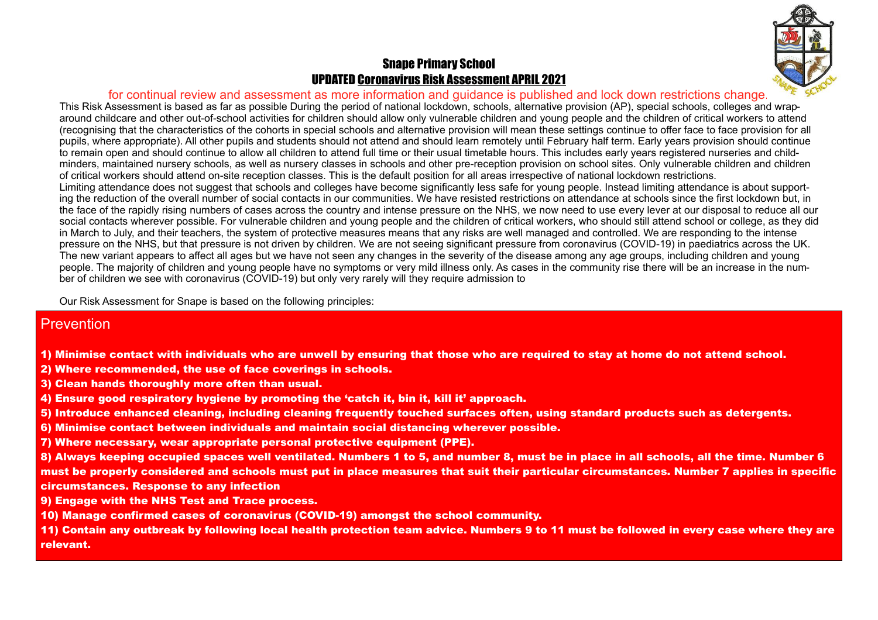# Snape Primary School

## UPDATED Coronavirus Risk Assessment APRIL 2021

for continual review and assessment as more information and guidance is published and lock down restrictions change.

This Risk Assessment is based as far as possible During the period of national lockdown, schools, alternative provision (AP), special schools, colleges and wrap-around childcare and other out-of-school activities for children should allow only vulnerable children and young people and the children of critical workers to attend (recognising that the characteristics of the cohorts in special schools and alternative provision will mean these settings continue to offer face to face provision for all pupils, where appropriate). All other pupils and students should not attend and should learn remotely until February half term. Early years provision should continue to remain open and should continue to allow all children to attend full time or their usual timetable hours. This includes early years registered nurseries and child-minders, maintained nursery schools, as well as nursery classes in schools and other pre-reception provision on school sites. Only vulnerable children and children of critical workers should attend on-site reception classes. This is the default position for all areas irrespective of national lockdown restrictions.

Limiting attendance does not suggest that schools and colleges have become significantly less safe for young people. Instead limiting attendance is about supporting the reduction of the overall number of social contacts in our communities. We have resisted restrictions on attendance at schools since the first lockdown but, in the face of the rapidly rising numbers of cases across the country and intense pressure on the NHS, we now need to use every lever at our disposal to reduce all our social contacts wherever possible. For vulnerable children and young people and the children of critical workers, who should still attend school or college, as they did in March to July, and their teachers, the system of protective measures means that any risks are well managed and controlled. We are responding to the intense pressure on the NHS, but that pressure is not driven by children. We are not seeing significant pressure from coronavirus (COVID-19) in paediatrics across the UK. The new variant appears to affect all ages but we have not seen any changes in the severity of the disease among any age groups, including children and young people. The majority of children and young people have no symptoms or very mild illness only. As cases in the community rise there will be an increase in the number of children we see with coronavirus (COVID-19) but only very rarely will they require admission to

Our Risk Assessment for Snape is based on the following principles:

## Prevention

**1) Minimise contact with individuals who are unwell by ensuring that those who are required to stay at home do not attend school.**

**2) Where recommended, the use of face coverings in schools.**

**3) Clean hands thoroughly more often than usual.**

**4) Ensure good respiratory hygiene by promoting the 'catch it, bin it, kill it' approach.**

**5) Introduce enhanced cleaning, including cleaning frequently touched surfaces often, using standard products such as detergents.**

**6) Minimise contact between individuals and maintain social distancing wherever possible.**

**7) Where necessary, wear appropriate personal protective equipment (PPE).**

**8) Always keeping occupied spaces well ventilated. Numbers 1 to 5, and number 8, must be in place in all schools, all the time. Number 6 must be properly considered and schools must put in place measures that suit their particular circumstances. Number 7 applies in specific circumstances. Response to any infection**

**9) Engage with the NHS Test and Trace process.**

**10) Manage confirmed cases of coronavirus (COVID-19) amongst the school community.**

**11) Contain any outbreak by following local health protection team advice. Numbers 9 to 11 must be followed in every case where they are relevant.**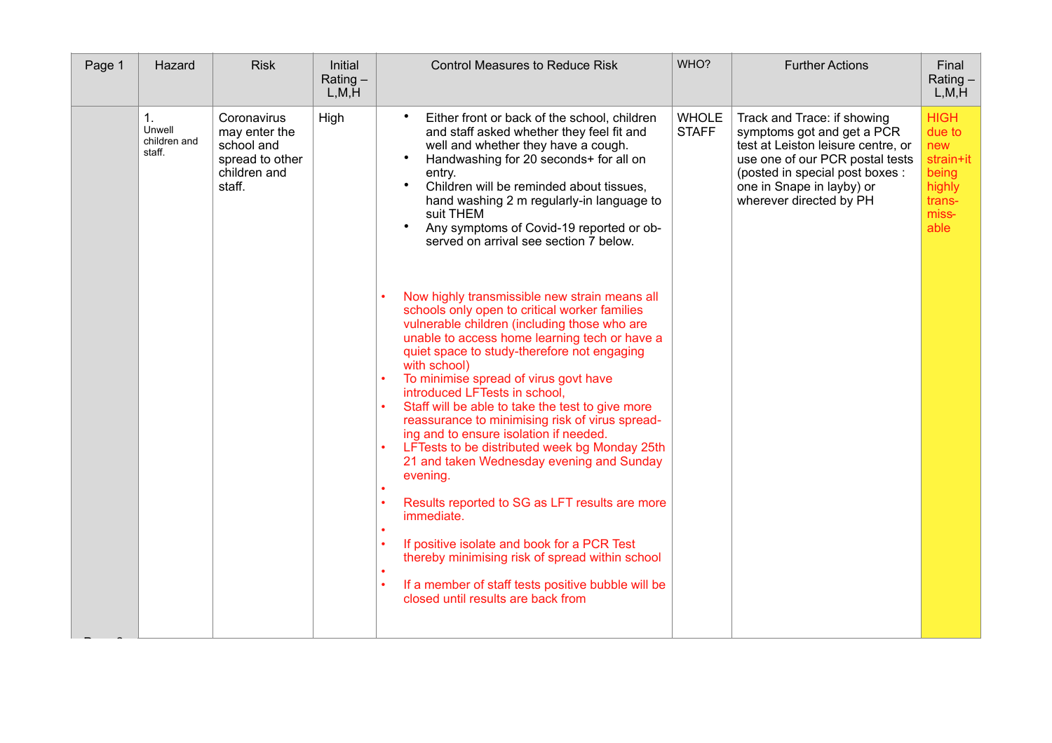| Page 1 | Hazard | Risk | Initial Rating – L,M,H | Control Measures to Reduce Risk | WHO? | Further Actions | Final Rating – L,M,H |
|---|---|---|---|---|---|---|---|
| | 1. Unwell children and staff. | Coronavirus may enter the school and spread to other children and staff. | High | • Either front or back of the school, children and staff asked whether they feel fit and well and whether they have a cough.<br>• Handwashing for 20 seconds+ for all on entry.<br>• Children will be reminded about tissues, hand washing 2 m regularly-in language to suit THEM<br>• Any symptoms of Covid-19 reported or observed on arrival see section 7 below.<br><br>• Now highly transmissible new strain means all schools only open to critical worker families vulnerable children (including those who are unable to access home learning tech or have a quiet space to study-therefore not engaging with school)<br>• To minimise spread of virus govt have introduced LFTests in school,<br>• Staff will be able to take the test to give more reassurance to minimising risk of virus spreading and to ensure isolation if needed.<br>• LFTests to be distributed week bg Monday 25th 21 and taken Wednesday evening and Sunday evening.<br>•<br>• Results reported to SG as LFT results are more immediate.<br>•<br>• If positive isolate and book for a PCR Test thereby minimising risk of spread within school<br>•<br>• If a member of staff tests positive bubble will be closed until results are back from | WHOLE STAFF | Track and Trace: if showing symptoms got and get a PCR test at Leiston leisure centre, or use one of our PCR postal tests (posted in special post boxes : one in Snape in layby) or wherever directed by PH | HIGH due to new strain+it being highly trans-miss-able |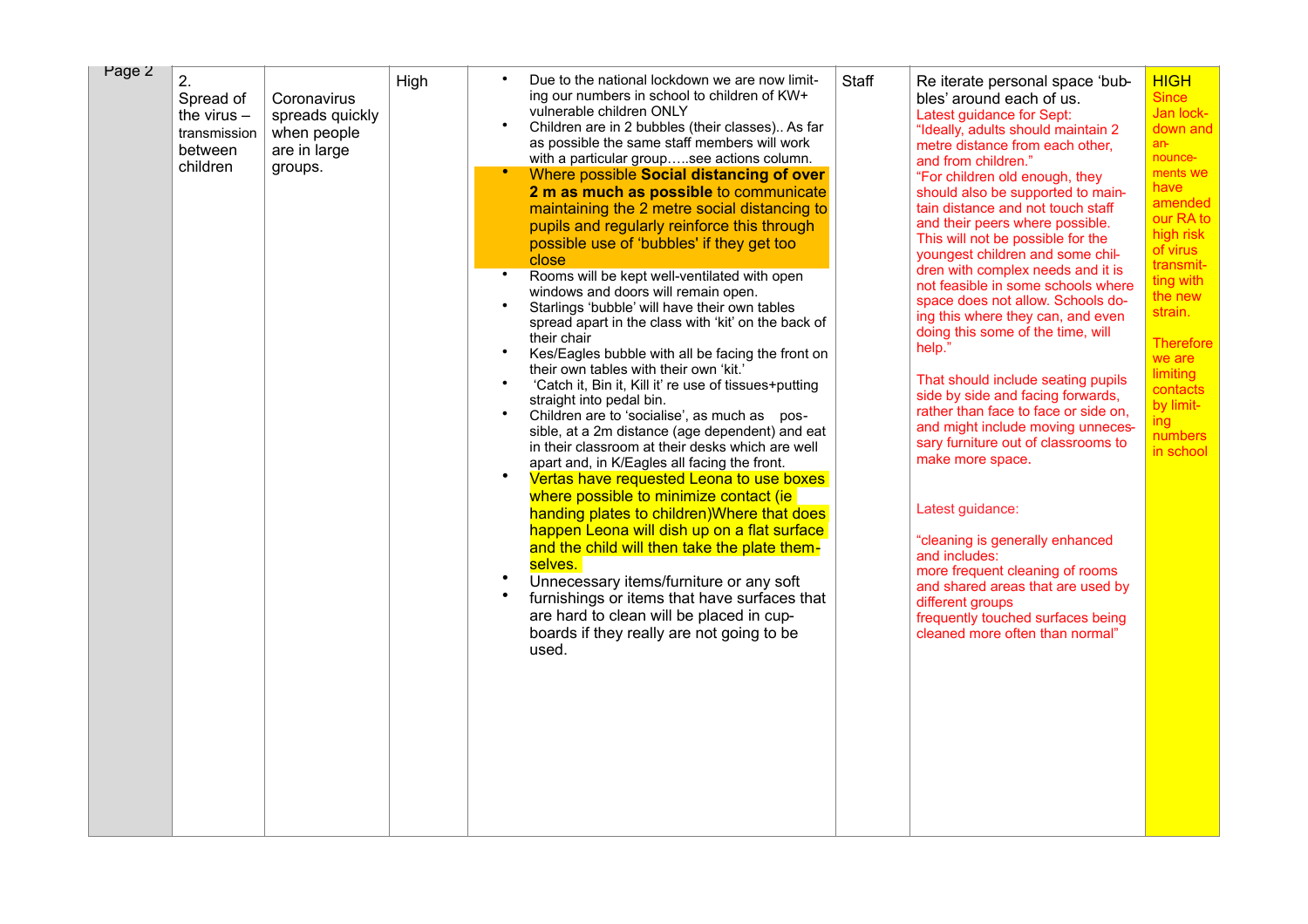| Page 2 | 2. Spread of the virus – transmission between children | Coronavirus spreads quickly when people are in large groups. | High | • Due to the national lockdown we are now limiting our numbers in school to children of KW+ vulnerable children ONLY<br>• Children are in 2 bubbles (their classes).. As far as possible the same staff members will work with a particular group…..see actions column.<br>• Where possible **Social distancing of over 2 m as much as possible** to communicate maintaining the 2 metre social distancing to pupils and regularly reinforce this through possible use of 'bubbles' if they get too close<br>• Rooms will be kept well-ventilated with open windows and doors will remain open.<br>• Starlings 'bubble' will have their own tables spread apart in the class with 'kit' on the back of their chair<br>• Kes/Eagles bubble with all be facing the front on their own tables with their own 'kit.'<br>• 'Catch it, Bin it, Kill it' re use of tissues+putting straight into pedal bin.<br>• Children are to 'socialise', as much as possible, at a 2m distance (age dependent) and eat in their classroom at their desks which are well apart and, in K/Eagles all facing the front.<br>• Vertas have requested Leona to use boxes where possible to minimize contact (ie handing plates to children)Where that does happen Leona will dish up on a flat surface and the child will then take the plate themselves.<br>• Unnecessary items/furniture or any soft<br>• furnishings or items that have surfaces that are hard to clean will be placed in cupboards if they really are not going to be used. | Staff | Re iterate personal space 'bubbles' around each of us.<br>Latest guidance for Sept:<br>"Ideally, adults should maintain 2 metre distance from each other, and from children."<br>"For children old enough, they should also be supported to maintain distance and not touch staff and their peers where possible. This will not be possible for the youngest children and some children with complex needs and it is not feasible in some schools where space does not allow. Schools doing this where they can, and even doing this some of the time, will help."<br><br>That should include seating pupils side by side and facing forwards, rather than face to face or side on, and might include moving unnecessary furniture out of classrooms to make more space.<br><br>Latest guidance:<br><br>"cleaning is generally enhanced and includes:<br>more frequent cleaning of rooms and shared areas that are used by different groups<br>frequently touched surfaces being cleaned more often than normal" | HIGH<br>Since Jan lockdown and announcements we have amended our RA to high risk of virus transmitting with the new strain.<br><br>Therefore we are limiting contacts by limiting numbers in school |
|---|---|---|---|---|---|---|---|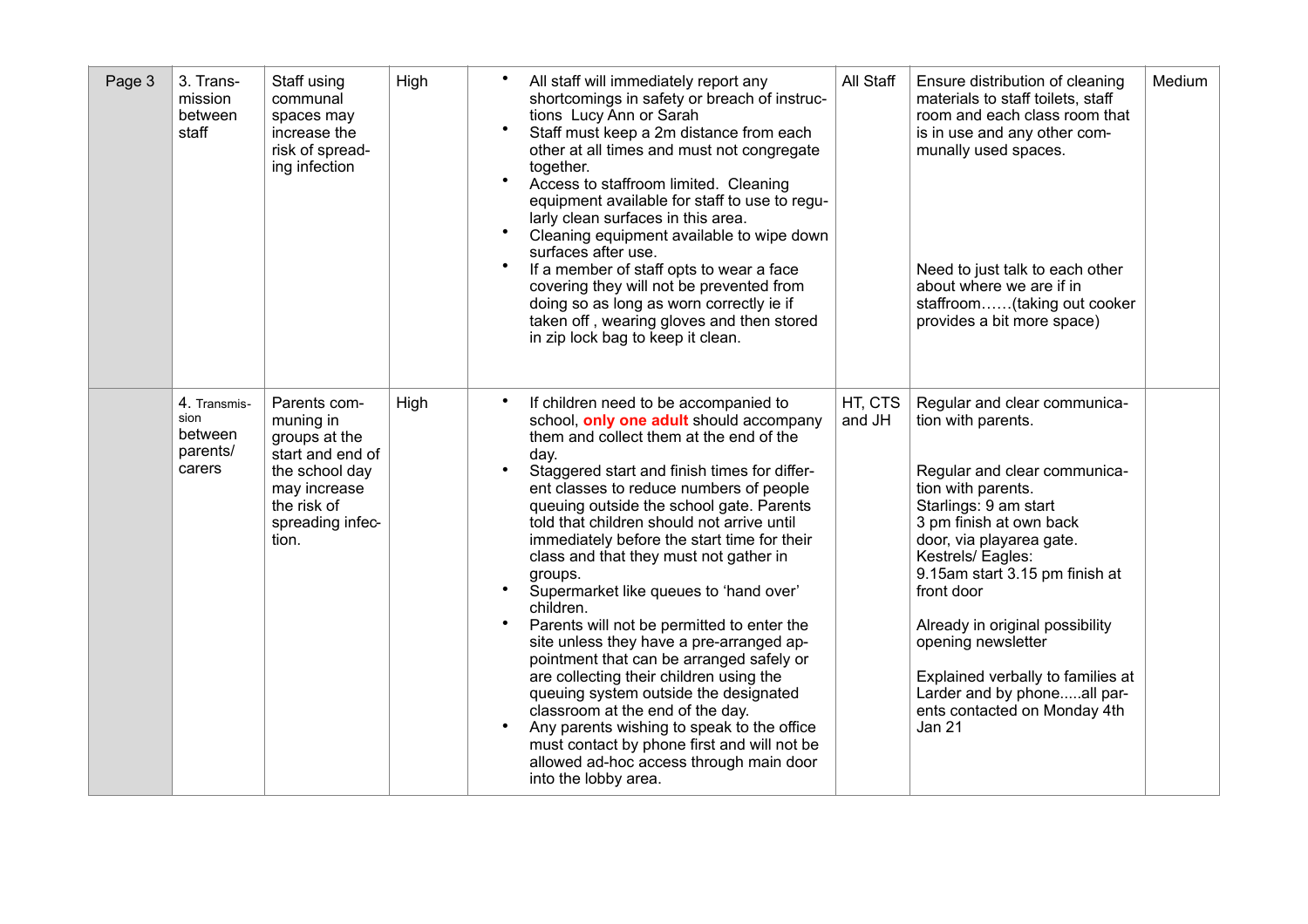| Page 3 | 3. Transmission between staff | Staff using communal spaces may increase the risk of spreading infection | High | • All staff will immediately report any shortcomings in safety or breach of instructions Lucy Ann or Sarah<br>• Staff must keep a 2m distance from each other at all times and must not congregate together.<br>• Access to staffroom limited. Cleaning equipment available for staff to use to regularly clean surfaces in this area.<br>• Cleaning equipment available to wipe down surfaces after use.<br>• If a member of staff opts to wear a face covering they will not be prevented from doing so as long as worn correctly ie if taken off , wearing gloves and then stored in zip lock bag to keep it clean. | All Staff | Ensure distribution of cleaning materials to staff toilets, staff room and each class room that is in use and any other communally used spaces.<br><br>Need to just talk to each other about where we are if in staffroom……(taking out cooker provides a bit more space) | Medium |
|---|---|---|---|---|---|---|---|
| | 4. Transmission between parents/ carers | Parents communing in groups at the start and end of the school day may increase the risk of spreading infection. | High | • If children need to be accompanied to school, **only one adult** should accompany them and collect them at the end of the day.<br>• Staggered start and finish times for different classes to reduce numbers of people queuing outside the school gate. Parents told that children should not arrive until immediately before the start time for their class and that they must not gather in groups.<br>• Supermarket like queues to 'hand over' children.<br>• Parents will not be permitted to enter the site unless they have a pre-arranged appointment that can be arranged safely or are collecting their children using the queuing system outside the designated classroom at the end of the day.<br>• Any parents wishing to speak to the office must contact by phone first and will not be allowed ad-hoc access through main door into the lobby area. | HT, CTS and JH | Regular and clear communication with parents.<br><br>Regular and clear communication with parents.<br>Starlings: 9 am start<br>3 pm finish at own back door, via playarea gate.<br>Kestrels/ Eagles:<br>9.15am start 3.15 pm finish at front door<br><br>Already in original possibility opening newsletter<br><br>Explained verbally to families at Larder and by phone.....all parents contacted on Monday 4th Jan 21 | |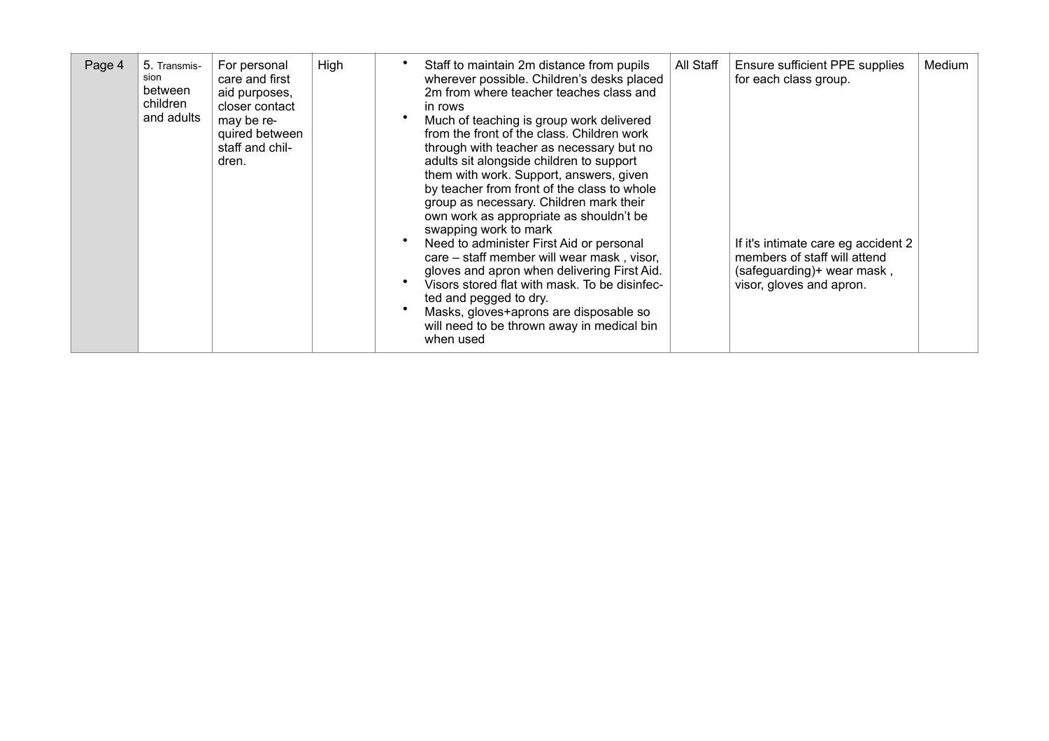| Page 4 | 5. Transmission between children and adults | For personal care and first aid purposes, closer contact may be required between staff and children. | High | • Staff to maintain 2m distance from pupils wherever possible. Children's desks placed 2m from where teacher teaches class and in rows<br>• Much of teaching is group work delivered from the front of the class. Children work through with teacher as necessary but no adults sit alongside children to support them with work. Support, answers, given by teacher from front of the class to whole group as necessary. Children mark their own work as appropriate as shouldn't be swapping work to mark<br>• Need to administer First Aid or personal care – staff member will wear mask , visor, gloves and apron when delivering First Aid.<br>• Visors stored flat with mask. To be disinfected and pegged to dry.<br>• Masks, gloves+aprons are disposable so will need to be thrown away in medical bin when used | All Staff | Ensure sufficient PPE supplies for each class group.<br><br>If it's intimate care eg accident 2 members of staff will attend (safeguarding)+ wear mask , visor, gloves and apron. | Medium |
|---|---|---|---|---|---|---|---|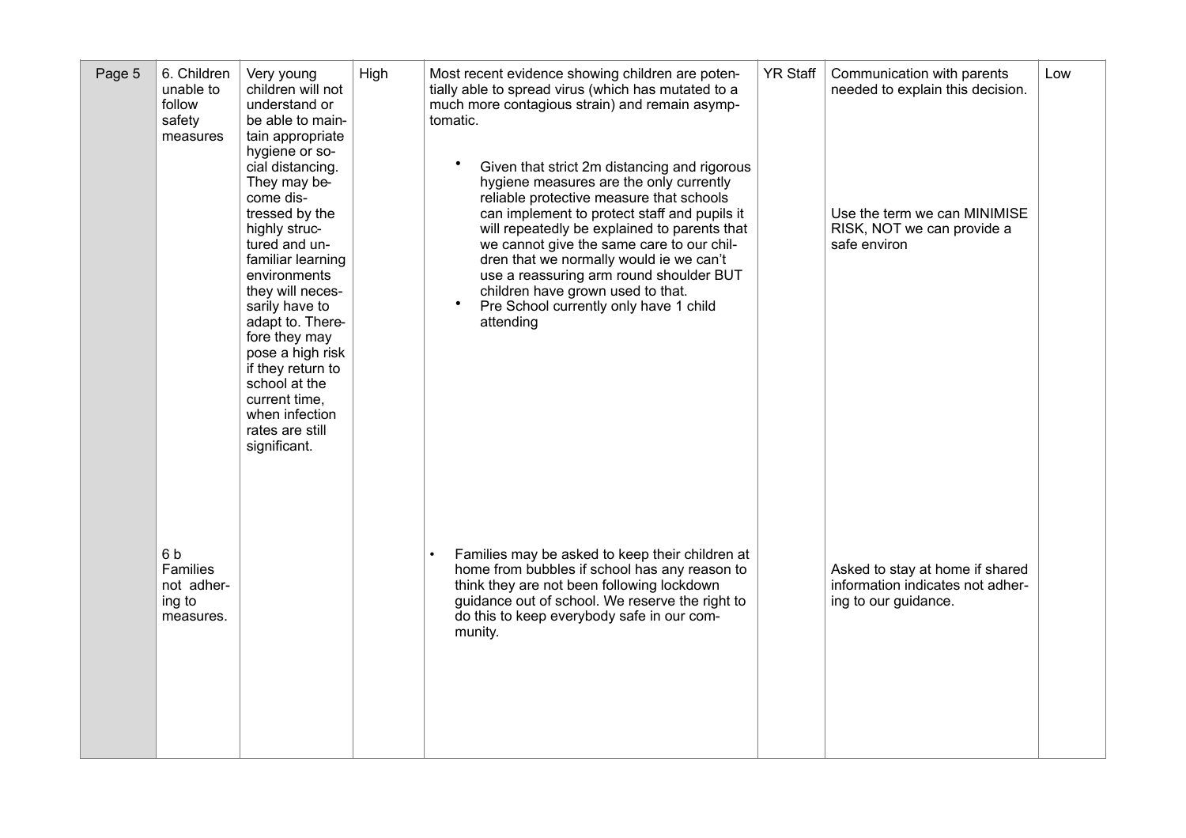| Page 5 | 6. Children unable to follow safety measures | Very young children will not understand or be able to maintain appropriate hygiene or social distancing. They may become distressed by the highly structured and unfamiliar learning environments they will necessarily have to adapt to. Therefore they may pose a high risk if they return to school at the current time, when infection rates are still significant. | High | Most recent evidence showing children are potentially able to spread virus (which has mutated to a much more contagious strain) and remain asymptomatic.<br><br>• Given that strict 2m distancing and rigorous hygiene measures are the only currently reliable protective measure that schools can implement to protect staff and pupils it will repeatedly be explained to parents that we cannot give the same care to our children that we normally would ie we can't use a reassuring arm round shoulder BUT children have grown used to that.<br>• Pre School currently only have 1 child attending | YR Staff | Communication with parents needed to explain this decision.<br><br>Use the term we can MINIMISE RISK, NOT we can provide a safe environ | Low |
|---|---|---|---|---|---|---|---|
| | 6 b Families not adhering to measures. | | | • Families may be asked to keep their children at home from bubbles if school has any reason to think they are not been following lockdown guidance out of school. We reserve the right to do this to keep everybody safe in our community. | | Asked to stay at home if shared information indicates not adhering to our guidance. | |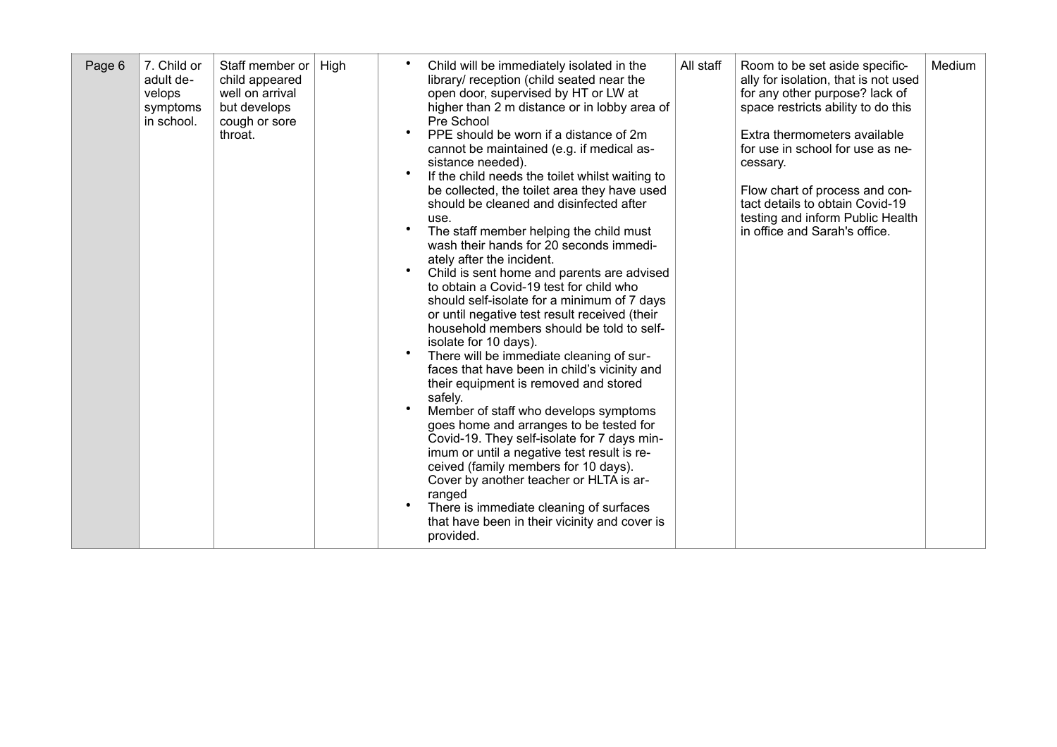| Page 6 | 7. Child or adult develops symptoms in school. | Staff member or child appeared well on arrival but develops cough or sore throat. | High | • Child will be immediately isolated in the library/ reception (child seated near the open door, supervised by HT or LW at higher than 2 m distance or in lobby area of Pre School<br>• PPE should be worn if a distance of 2m cannot be maintained (e.g. if medical assistance needed).<br>• If the child needs the toilet whilst waiting to be collected, the toilet area they have used should be cleaned and disinfected after use.<br>• The staff member helping the child must wash their hands for 20 seconds immediately after the incident.<br>• Child is sent home and parents are advised to obtain a Covid-19 test for child who should self-isolate for a minimum of 7 days or until negative test result received (their household members should be told to self-isolate for 10 days).<br>• There will be immediate cleaning of surfaces that have been in child's vicinity and their equipment is removed and stored safely.<br>• Member of staff who develops symptoms goes home and arranges to be tested for Covid-19. They self-isolate for 7 days minimum or until a negative test result is received (family members for 10 days). Cover by another teacher or HLTA is arranged<br>• There is immediate cleaning of surfaces that have been in their vicinity and cover is provided. | All staff | Room to be set aside specifically for isolation, that is not used for any other purpose? lack of space restricts ability to do this<br><br>Extra thermometers available for use in school for use as necessary.<br><br>Flow chart of process and contact details to obtain Covid-19 testing and inform Public Health in office and Sarah's office. | Medium |
|---|---|---|---|---|---|---|---|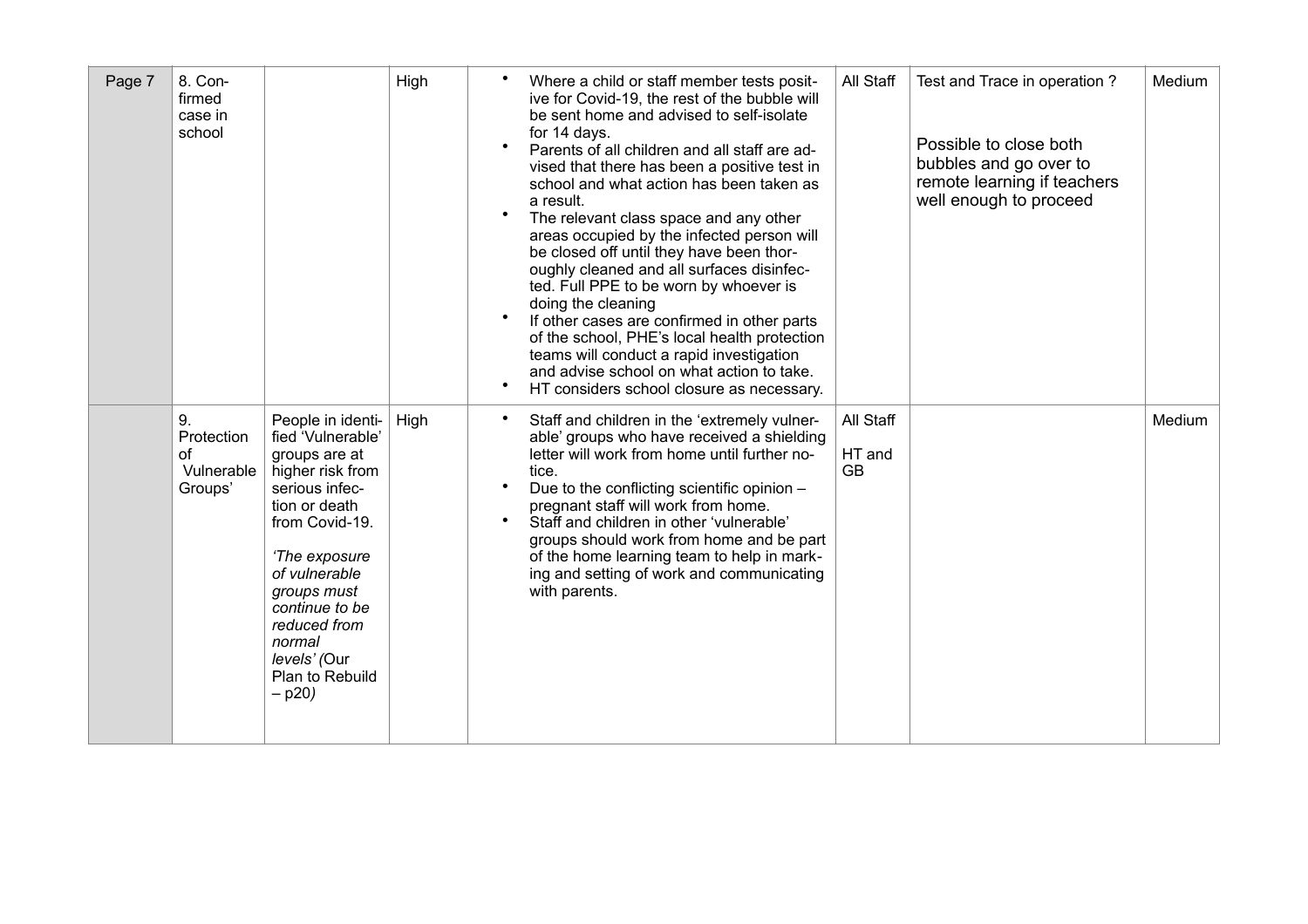| Page 7 | 8. Confirmed case in school | | High | • Where a child or staff member tests positive for Covid-19, the rest of the bubble will be sent home and advised to self-isolate for 14 days.<br>• Parents of all children and all staff are advised that there has been a positive test in school and what action has been taken as a result.<br>• The relevant class space and any other areas occupied by the infected person will be closed off until they have been thoroughly cleaned and all surfaces disinfected. Full PPE to be worn by whoever is doing the cleaning<br>• If other cases are confirmed in other parts of the school, PHE's local health protection teams will conduct a rapid investigation and advise school on what action to take.<br>• HT considers school closure as necessary. | All Staff | Test and Trace in operation ?<br><br>Possible to close both bubbles and go over to remote learning if teachers well enough to proceed | Medium |
|---|---|---|---|---|---|---|---|
| | 9. Protection of Vulnerable Groups' | People in identified 'Vulnerable' groups are at higher risk from serious infection or death from Covid-19.<br><br>*'The exposure of vulnerable groups must continue to be reduced from normal levels' (*Our Plan to Rebuild – p20*)* | High | • Staff and children in the 'extremely vulnerable' groups who have received a shielding letter will work from home until further notice.<br>• Due to the conflicting scientific opinion – pregnant staff will work from home.<br>• Staff and children in other 'vulnerable' groups should work from home and be part of the home learning team to help in marking and setting of work and communicating with parents. | All Staff<br><br>HT and GB | | Medium |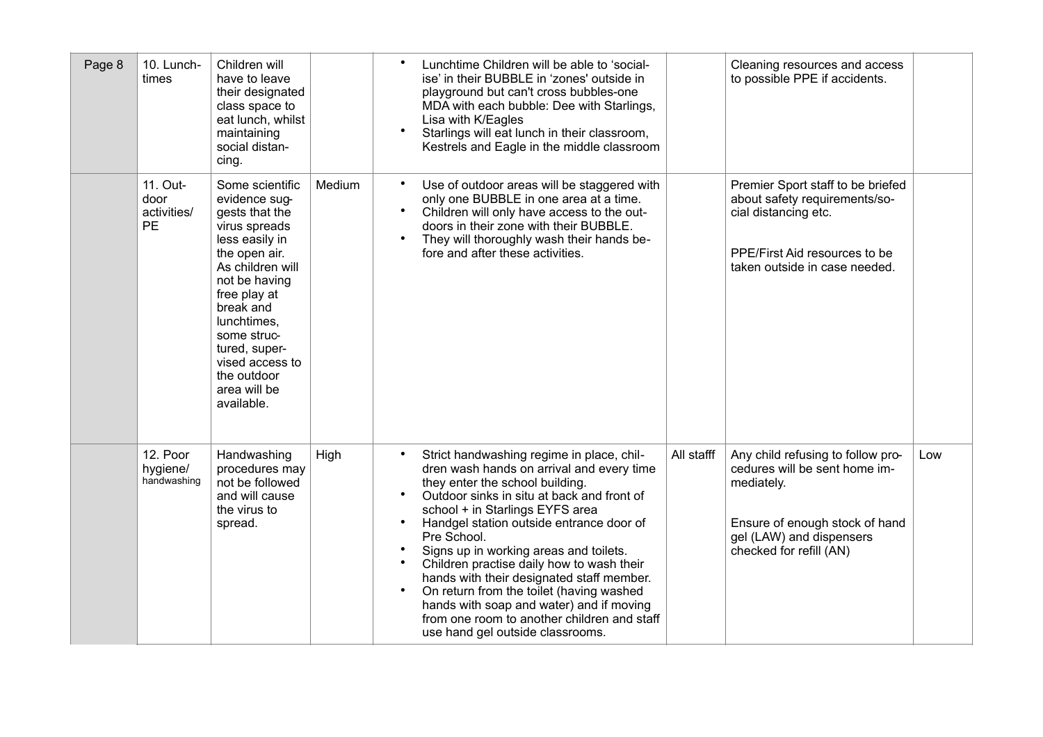| Page 8 | 10. Lunchtimes | Children will have to leave their designated class space to eat lunch, whilst maintaining social distancing. | | • Lunchtime Children will be able to 'socialise' in their BUBBLE in 'zones' outside in playground but can't cross bubbles-one MDA with each bubble: Dee with Starlings, Lisa with K/Eagles<br>• Starlings will eat lunch in their classroom, Kestrels and Eagle in the middle classroom | | Cleaning resources and access to possible PPE if accidents. | |
|---|---|---|---|---|---|---|---|
| | 11. Outdoor activities/ PE | Some scientific evidence suggests that the virus spreads less easily in the open air. As children will not be having free play at break and lunchtimes, some structured, supervised access to the outdoor area will be available. | Medium | • Use of outdoor areas will be staggered with only one BUBBLE in one area at a time.<br>• Children will only have access to the outdoors in their zone with their BUBBLE.<br>• They will thoroughly wash their hands before and after these activities. | | Premier Sport staff to be briefed about safety requirements/social distancing etc.<br><br>PPE/First Aid resources to be taken outside in case needed. | |
| | 12. Poor hygiene/ handwashing | Handwashing procedures may not be followed and will cause the virus to spread. | High | • Strict handwashing regime in place, children wash hands on arrival and every time they enter the school building.<br>• Outdoor sinks in situ at back and front of school + in Starlings EYFS area<br>• Handgel station outside entrance door of Pre School.<br>• Signs up in working areas and toilets.<br>• Children practise daily how to wash their hands with their designated staff member.<br>• On return from the toilet (having washed hands with soap and water) and if moving from one room to another children and staff use hand gel outside classrooms. | All stafff | Any child refusing to follow procedures will be sent home immediately.<br><br>Ensure of enough stock of hand gel (LAW) and dispensers checked for refill (AN) | Low |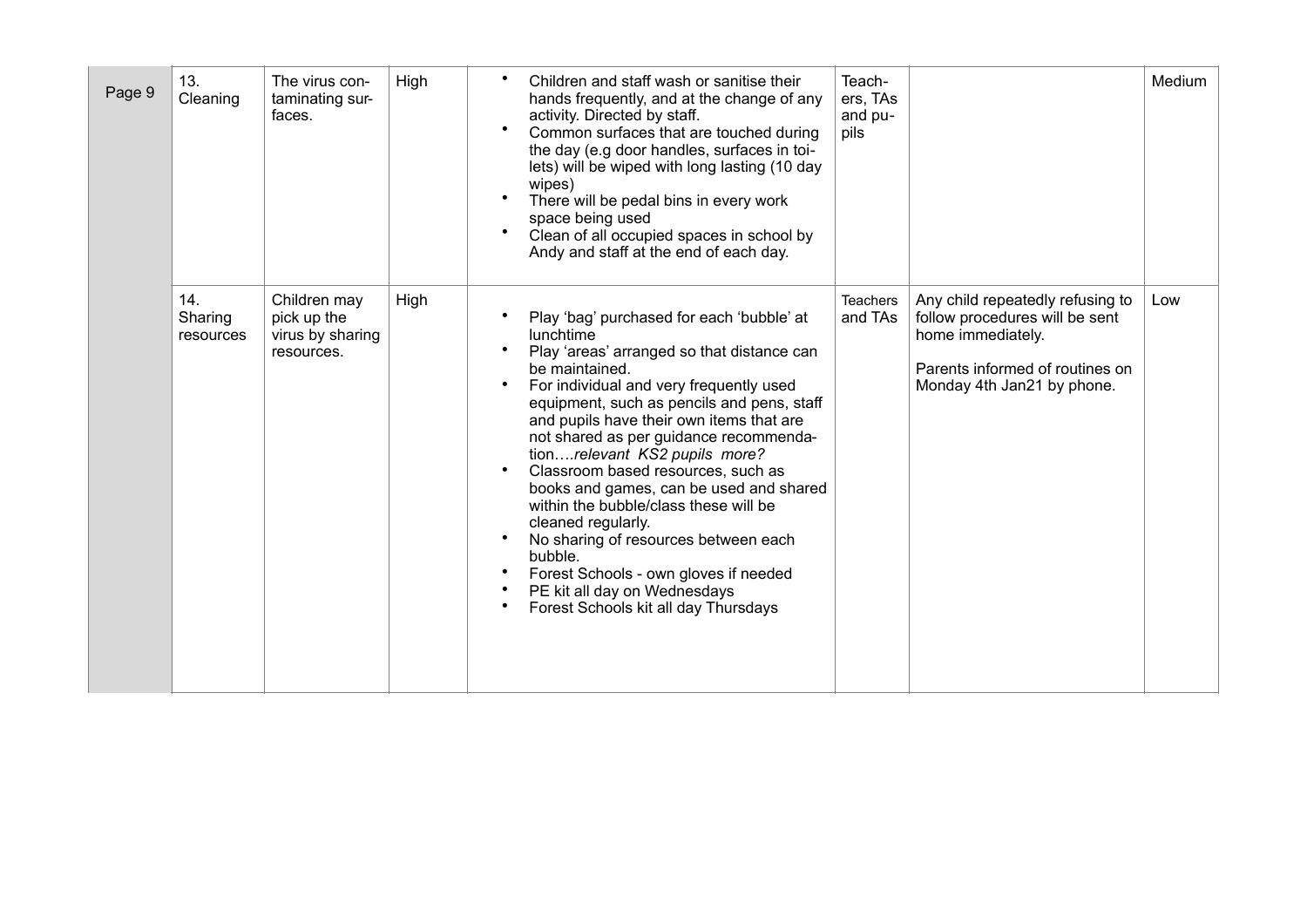| Page 9 | 13. Cleaning | The virus contaminating surfaces. | High | • Children and staff wash or sanitise their hands frequently, and at the change of any activity. Directed by staff.<br>• Common surfaces that are touched during the day (e.g door handles, surfaces in toilets) will be wiped with long lasting (10 day wipes)<br>• There will be pedal bins in every work space being used<br>• Clean of all occupied spaces in school by Andy and staff at the end of each day. | Teachers, TAs and pupils | | Medium |
|---|---|---|---|---|---|---|---|
| | 14. Sharing resources | Children may pick up the virus by sharing resources. | High | • Play 'bag' purchased for each 'bubble' at lunchtime<br>• Play 'areas' arranged so that distance can be maintained.<br>• For individual and very frequently used equipment, such as pencils and pens, staff and pupils have their own items that are not shared as per guidance recommendation….*relevant KS2 pupils more?*<br>• Classroom based resources, such as books and games, can be used and shared within the bubble/class these will be cleaned regularly.<br>• No sharing of resources between each bubble.<br>• Forest Schools - own gloves if needed<br>• PE kit all day on Wednesdays<br>• Forest Schools kit all day Thursdays | Teachers and TAs | Any child repeatedly refusing to follow procedures will be sent home immediately.<br><br>Parents informed of routines on Monday 4th Jan21 by phone. | Low |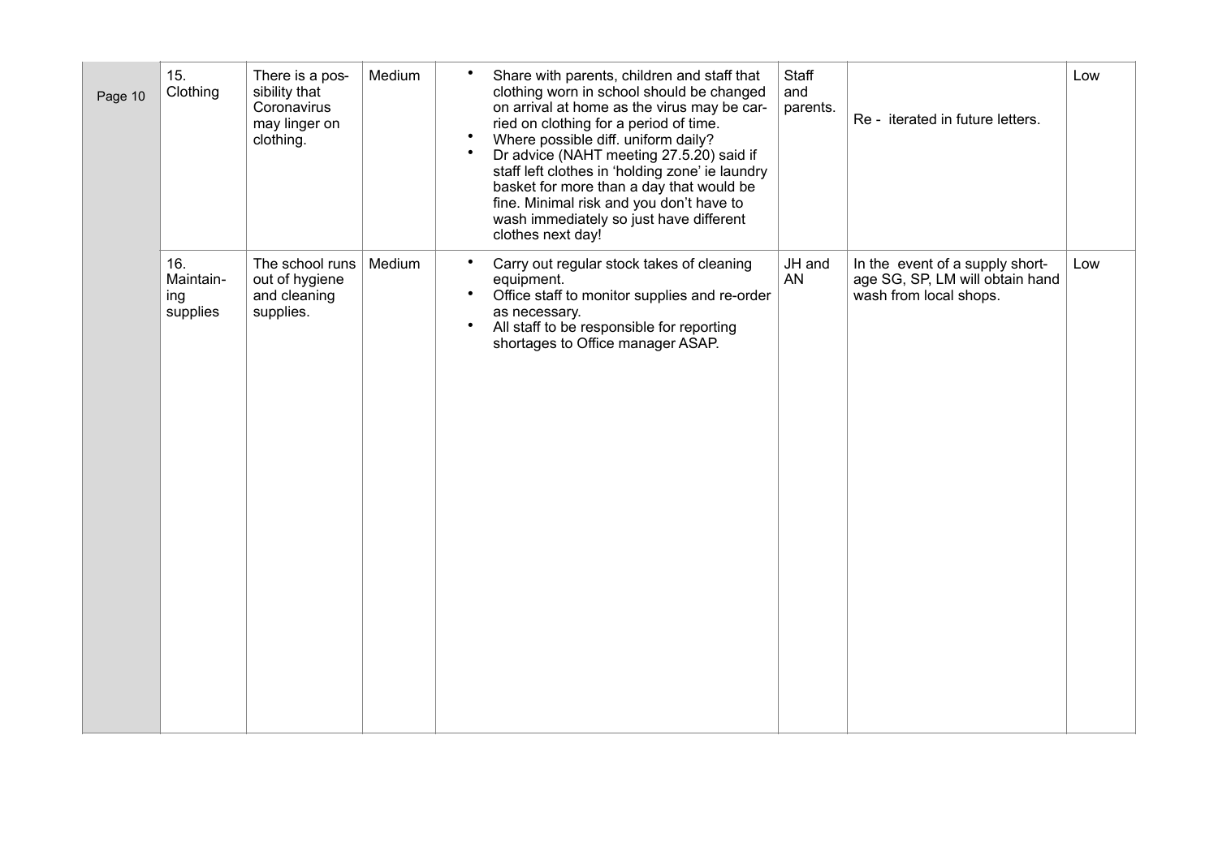| | | | | | | | |
|---|---|---|---|---|---|---|---|
| Page 10 | 15. Clothing | There is a possibility that Coronavirus may linger on clothing. | Medium | • Share with parents, children and staff that clothing worn in school should be changed on arrival at home as the virus may be carried on clothing for a period of time.<br>• Where possible diff. uniform daily?<br>• Dr advice (NAHT meeting 27.5.20) said if staff left clothes in 'holding zone' ie laundry basket for more than a day that would be fine. Minimal risk and you don't have to wash immediately so just have different clothes next day! | Staff and parents. | Re - iterated in future letters. | Low |
| | 16. Maintaining supplies | The school runs out of hygiene and cleaning supplies. | Medium | • Carry out regular stock takes of cleaning equipment.<br>• Office staff to monitor supplies and re-order as necessary.<br>• All staff to be responsible for reporting shortages to Office manager ASAP. | JH and AN | In the event of a supply shortage SG, SP, LM will obtain hand wash from local shops. | Low |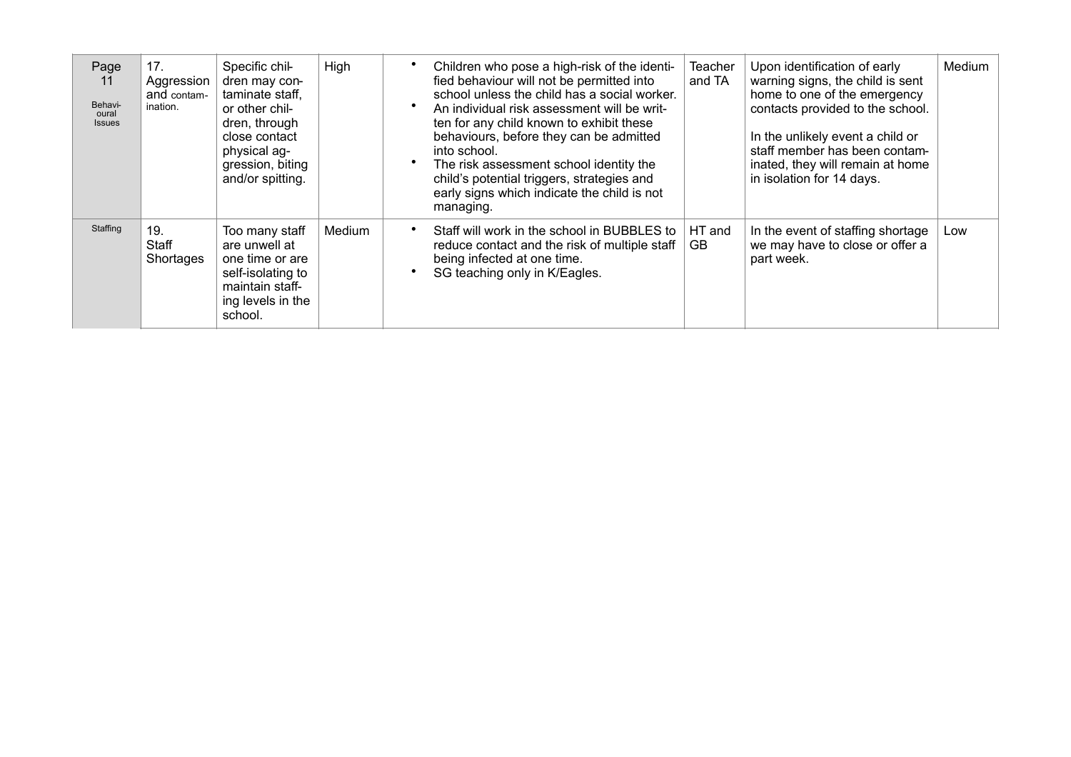| Page 11 Behavioural Issues | 17. Aggression and contamination. | Specific children may contaminate staff, or other children, through close contact physical aggression, biting and/or spitting. | High | • Children who pose a high-risk of the identified behaviour will not be permitted into school unless the child has a social worker.<br>• An individual risk assessment will be written for any child known to exhibit these behaviours, before they can be admitted into school.<br>• The risk assessment school identity the child's potential triggers, strategies and early signs which indicate the child is not managing. | Teacher and TA | Upon identification of early warning signs, the child is sent home to one of the emergency contacts provided to the school.<br><br>In the unlikely event a child or staff member has been contaminated, they will remain at home in isolation for 14 days. | Medium |
|---|---|---|---|---|---|---|---|
| Staffing | 19. Staff Shortages | Too many staff are unwell at one time or are self-isolating to maintain staffing levels in the school. | Medium | • Staff will work in the school in BUBBLES to reduce contact and the risk of multiple staff being infected at one time.<br>• SG teaching only in K/Eagles. | HT and GB | In the event of staffing shortage we may have to close or offer a part week. | Low |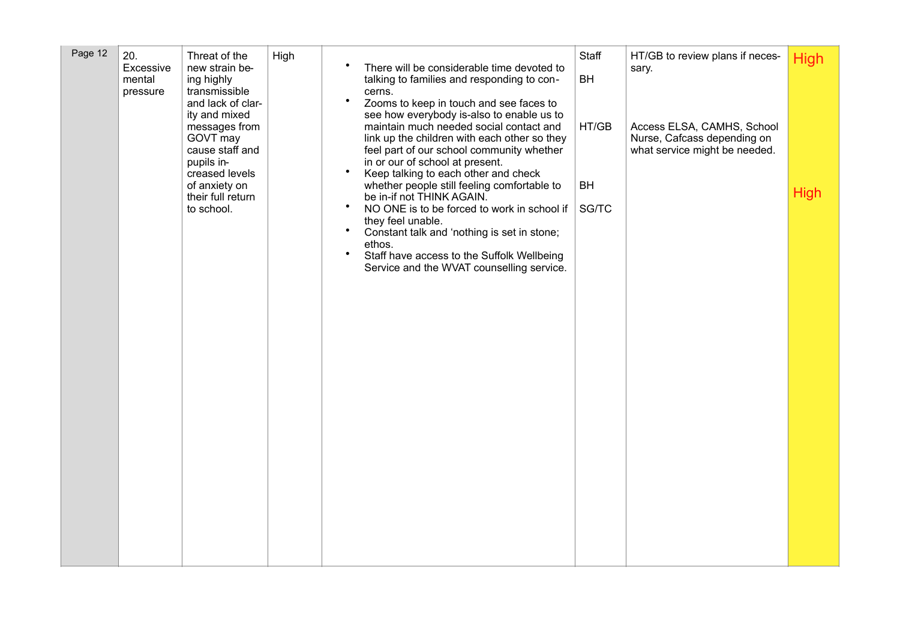| Page 12 | 20. Excessive mental pressure | Threat of the new strain being highly transmissible and lack of clarity and mixed messages from GOVT may cause staff and pupils increased levels of anxiety on their full return to school. | High | • There will be considerable time devoted to talking to families and responding to concerns.<br>• Zooms to keep in touch and see faces to see how everybody is-also to enable us to maintain much needed social contact and link up the children with each other so they feel part of our school community whether in or our of school at present.<br>• Keep talking to each other and check whether people still feeling comfortable to be in-if not THINK AGAIN.<br>• NO ONE is to be forced to work in school if they feel unable.<br>• Constant talk and 'nothing is set in stone; ethos.<br>• Staff have access to the Suffolk Wellbeing Service and the WVAT counselling service. | Staff<br><br>BH<br><br>HT/GB<br><br>BH<br><br>SG/TC | HT/GB to review plans if necessary.<br><br>Access ELSA, CAMHS, School Nurse, Cafcass depending on what service might be needed. | High<br><br>High |
|---|---|---|---|---|---|---|---|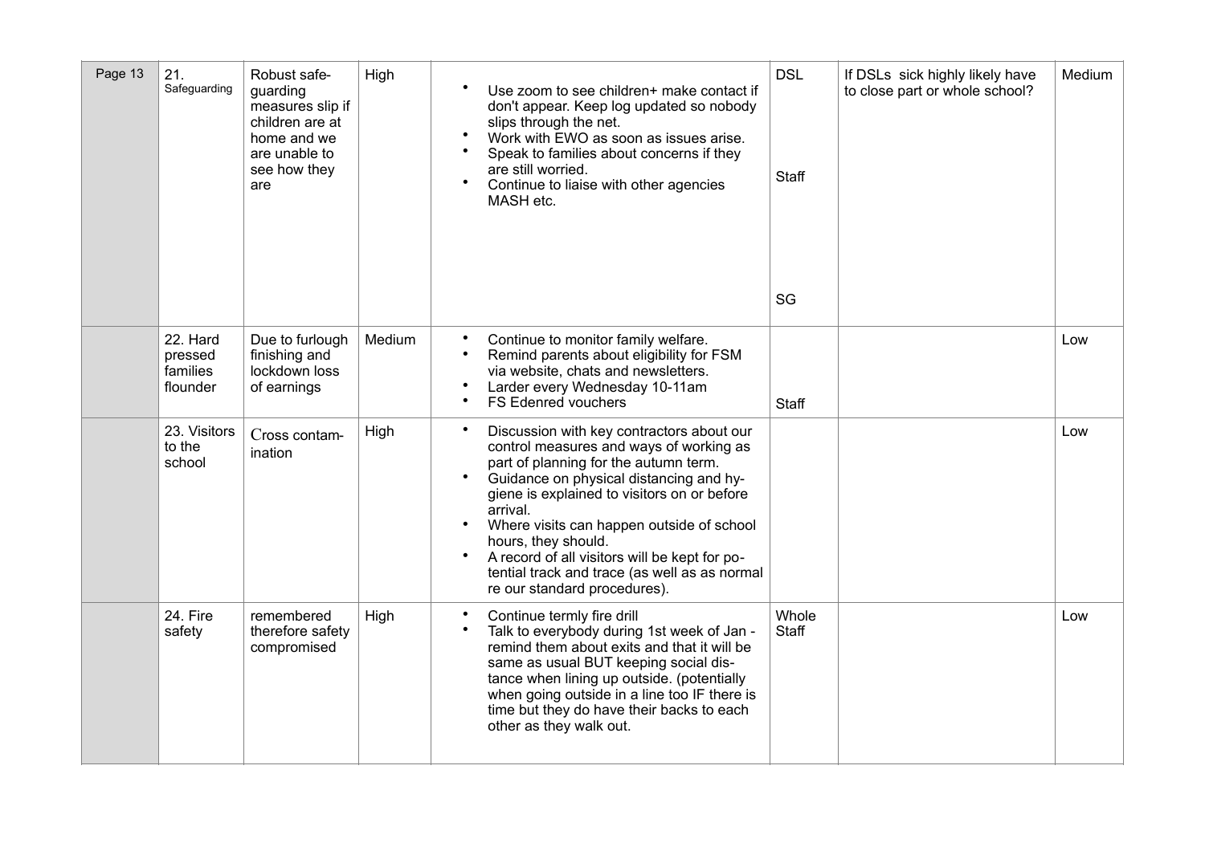| Page 13 | 21. Safeguarding | Robust safe-guarding measures slip if children are at home and we are unable to see how they are | High | • Use zoom to see children+ make contact if don't appear. Keep log updated so nobody slips through the net.<br>• Work with EWO as soon as issues arise.<br>• Speak to families about concerns if they are still worried.<br>• Continue to liaise with other agencies MASH etc. | DSL<br><br>Staff<br><br>SG | If DSLs sick highly likely have to close part or whole school? | Medium |
|---|---|---|---|---|---|---|---|
| | 22. Hard pressed families flounder | Due to furlough finishing and lockdown loss of earnings | Medium | • Continue to monitor family welfare.<br>• Remind parents about eligibility for FSM via website, chats and newsletters.<br>• Larder every Wednesday 10-11am<br>• FS Edenred vouchers | Staff | | Low |
| | 23. Visitors to the school | Cross contam-ination | High | • Discussion with key contractors about our control measures and ways of working as part of planning for the autumn term.<br>• Guidance on physical distancing and hy-giene is explained to visitors on or before arrival.<br>• Where visits can happen outside of school hours, they should.<br>• A record of all visitors will be kept for po-tential track and trace (as well as as normal re our standard procedures). | | | Low |
| | 24. Fire safety | remembered therefore safety compromised | High | • Continue termly fire drill<br>• Talk to everybody during 1st week of Jan - remind them about exits and that it will be same as usual BUT keeping social dis-tance when lining up outside. (potentially when going outside in a line too IF there is time but they do have their backs to each other as they walk out. | Whole Staff | | Low |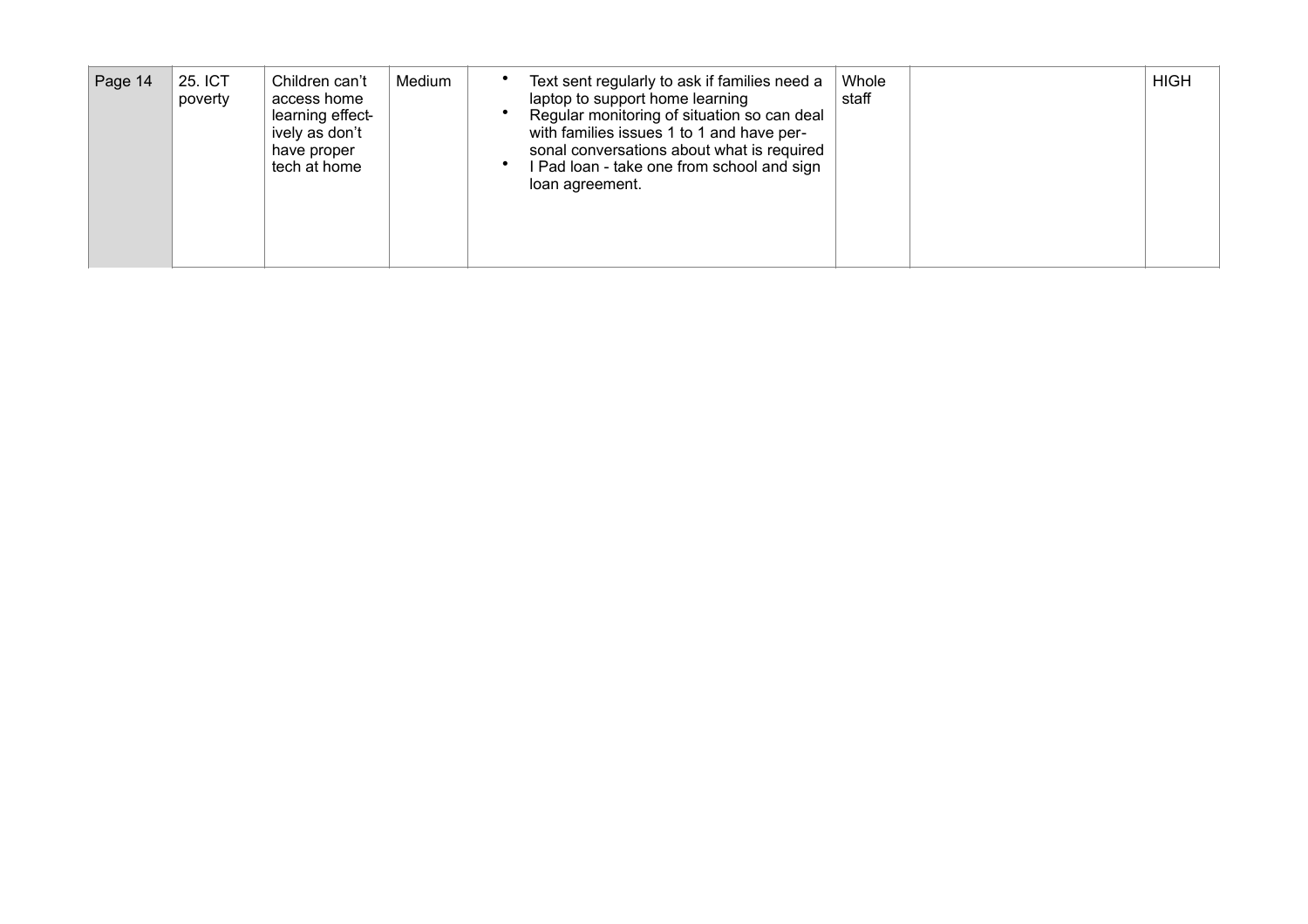| | | | | | | | |
|---|---|---|---|---|---|---|---|
| Page 14 | 25. ICT poverty | Children can't access home learning effectively as don't have proper tech at home | Medium | • Text sent regularly to ask if families need a laptop to support home learning<br>• Regular monitoring of situation so can deal with families issues 1 to 1 and have personal conversations about what is required<br>• I Pad loan - take one from school and sign loan agreement. | Whole staff | | HIGH |